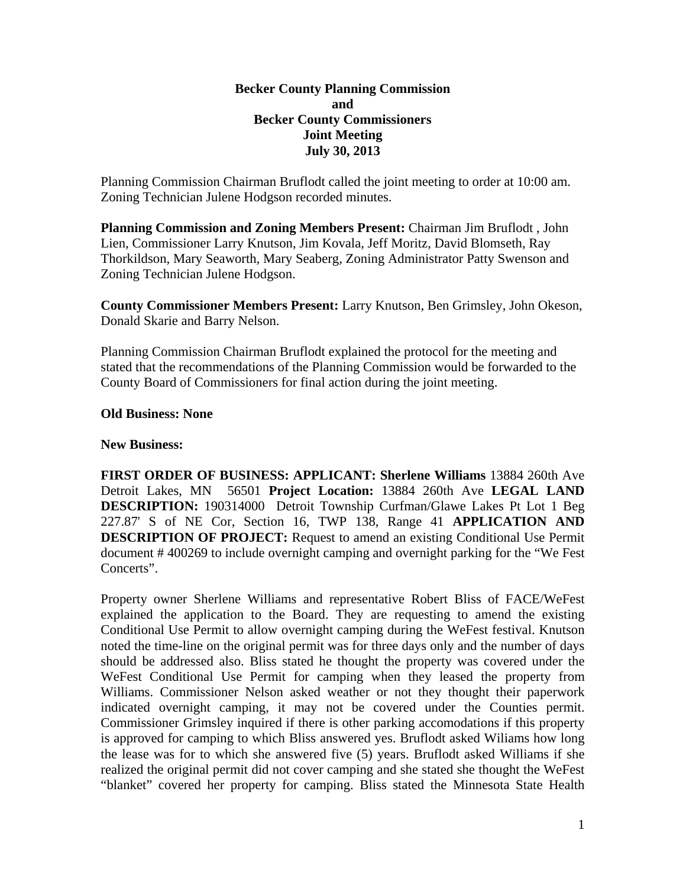**Becker County Planning Commission**
**and**
**Becker County Commissioners**
**Joint Meeting**
**July 30, 2013**

Planning Commission Chairman Bruflodt called the joint meeting to order at 10:00 am. Zoning Technician Julene Hodgson recorded minutes.

**Planning Commission and Zoning Members Present:** Chairman Jim Bruflodt , John Lien, Commissioner Larry Knutson, Jim Kovala, Jeff Moritz, David Blomseth, Ray Thorkildson, Mary Seaworth, Mary Seaberg, Zoning Administrator Patty Swenson and Zoning Technician Julene Hodgson.

**County Commissioner Members Present:** Larry Knutson, Ben Grimsley, John Okeson, Donald Skarie and Barry Nelson.

Planning Commission Chairman Bruflodt explained the protocol for the meeting and stated that the recommendations of the Planning Commission would be forwarded to the County Board of Commissioners for final action during the joint meeting.

**Old Business: None**

**New Business:**

**FIRST ORDER OF BUSINESS: APPLICANT: Sherlene Williams** 13884 260th Ave Detroit Lakes, MN 56501 **Project Location:** 13884 260th Ave **LEGAL LAND DESCRIPTION:** 190314000 Detroit Township Curfman/Glawe Lakes Pt Lot 1 Beg 227.87' S of NE Cor, Section 16, TWP 138, Range 41 **APPLICATION AND DESCRIPTION OF PROJECT:** Request to amend an existing Conditional Use Permit document # 400269 to include overnight camping and overnight parking for the "We Fest Concerts".

Property owner Sherlene Williams and representative Robert Bliss of FACE/WeFest explained the application to the Board. They are requesting to amend the existing Conditional Use Permit to allow overnight camping during the WeFest festival. Knutson noted the time-line on the original permit was for three days only and the number of days should be addressed also. Bliss stated he thought the property was covered under the WeFest Conditional Use Permit for camping when they leased the property from Williams. Commissioner Nelson asked weather or not they thought their paperwork indicated overnight camping, it may not be covered under the Counties permit. Commissioner Grimsley inquired if there is other parking accomodations if this property is approved for camping to which Bliss answered yes. Bruflodt asked Wiliams how long the lease was for to which she answered five (5) years. Bruflodt asked Williams if she realized the original permit did not cover camping and she stated she thought the WeFest "blanket" covered her property for camping. Bliss stated the Minnesota State Health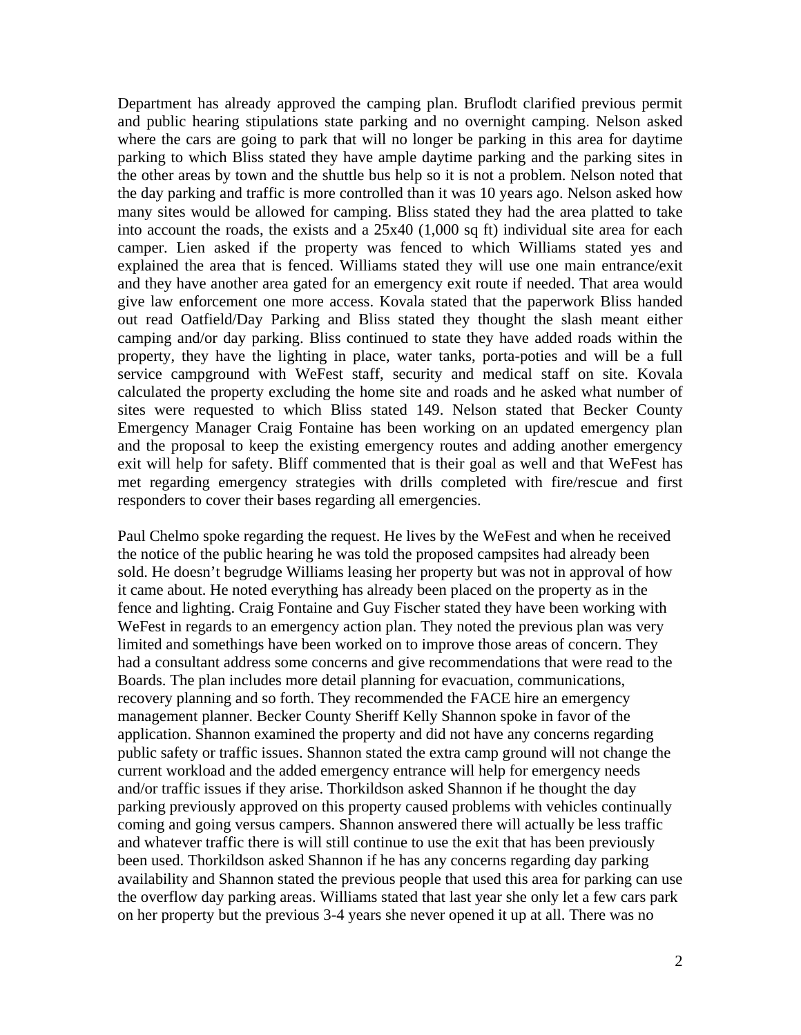Department has already approved the camping plan. Bruflodt clarified previous permit and public hearing stipulations state parking and no overnight camping. Nelson asked where the cars are going to park that will no longer be parking in this area for daytime parking to which Bliss stated they have ample daytime parking and the parking sites in the other areas by town and the shuttle bus help so it is not a problem. Nelson noted that the day parking and traffic is more controlled than it was 10 years ago. Nelson asked how many sites would be allowed for camping. Bliss stated they had the area platted to take into account the roads, the exists and a 25x40 (1,000 sq ft) individual site area for each camper. Lien asked if the property was fenced to which Williams stated yes and explained the area that is fenced. Williams stated they will use one main entrance/exit and they have another area gated for an emergency exit route if needed. That area would give law enforcement one more access. Kovala stated that the paperwork Bliss handed out read Oatfield/Day Parking and Bliss stated they thought the slash meant either camping and/or day parking. Bliss continued to state they have added roads within the property, they have the lighting in place, water tanks, porta-poties and will be a full service campground with WeFest staff, security and medical staff on site. Kovala calculated the property excluding the home site and roads and he asked what number of sites were requested to which Bliss stated 149. Nelson stated that Becker County Emergency Manager Craig Fontaine has been working on an updated emergency plan and the proposal to keep the existing emergency routes and adding another emergency exit will help for safety. Bliff commented that is their goal as well and that WeFest has met regarding emergency strategies with drills completed with fire/rescue and first responders to cover their bases regarding all emergencies.

Paul Chelmo spoke regarding the request. He lives by the WeFest and when he received the notice of the public hearing he was told the proposed campsites had already been sold. He doesn't begrudge Williams leasing her property but was not in approval of how it came about. He noted everything has already been placed on the property as in the fence and lighting. Craig Fontaine and Guy Fischer stated they have been working with WeFest in regards to an emergency action plan. They noted the previous plan was very limited and somethings have been worked on to improve those areas of concern. They had a consultant address some concerns and give recommendations that were read to the Boards. The plan includes more detail planning for evacuation, communications, recovery planning and so forth. They recommended the FACE hire an emergency management planner. Becker County Sheriff Kelly Shannon spoke in favor of the application. Shannon examined the property and did not have any concerns regarding public safety or traffic issues. Shannon stated the extra camp ground will not change the current workload and the added emergency entrance will help for emergency needs and/or traffic issues if they arise. Thorkildson asked Shannon if he thought the day parking previously approved on this property caused problems with vehicles continually coming and going versus campers. Shannon answered there will actually be less traffic and whatever traffic there is will still continue to use the exit that has been previously been used. Thorkildson asked Shannon if he has any concerns regarding day parking availability and Shannon stated the previous people that used this area for parking can use the overflow day parking areas. Williams stated that last year she only let a few cars park on her property but the previous 3-4 years she never opened it up at all. There was no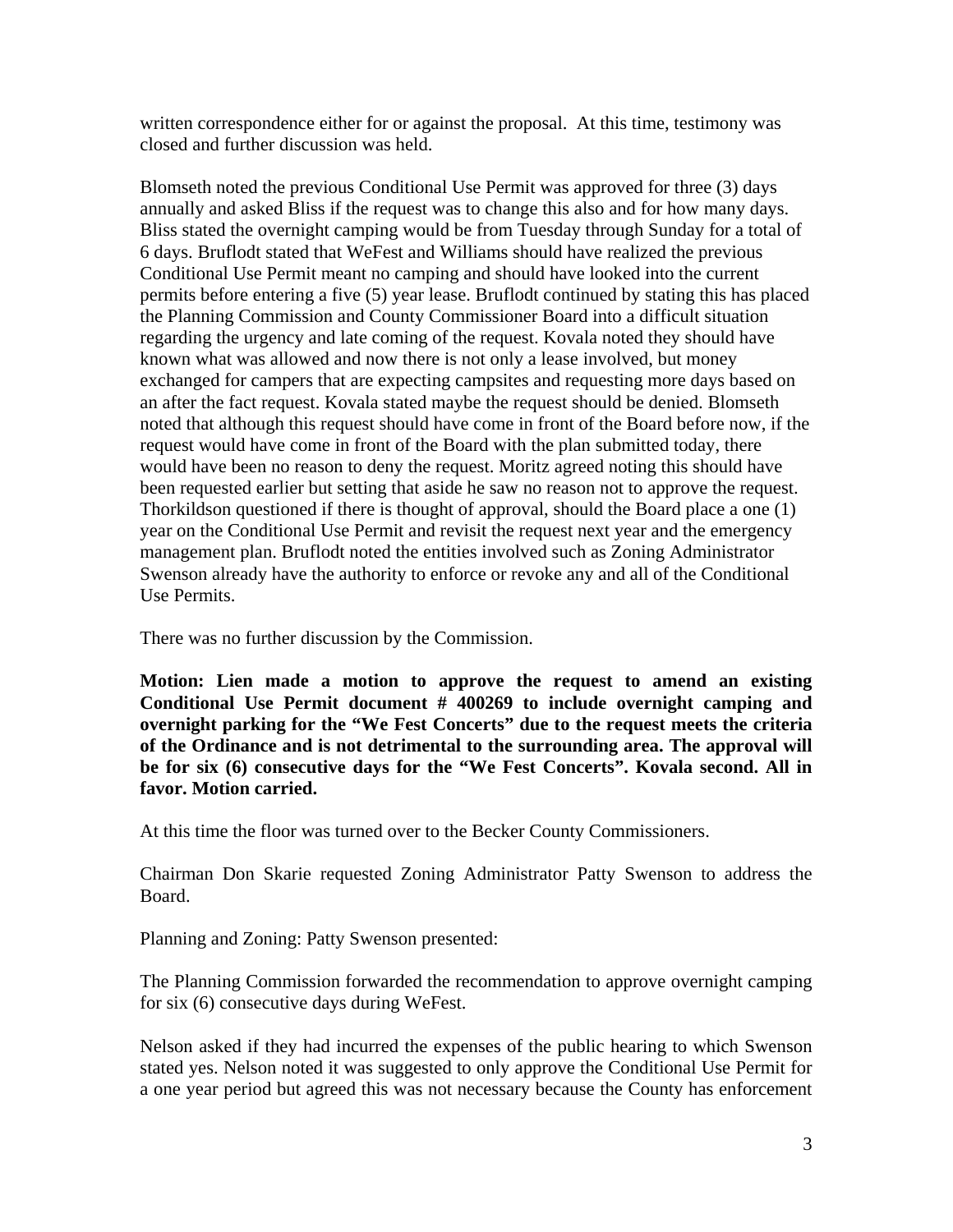written correspondence either for or against the proposal. At this time, testimony was closed and further discussion was held.

Blomseth noted the previous Conditional Use Permit was approved for three (3) days annually and asked Bliss if the request was to change this also and for how many days. Bliss stated the overnight camping would be from Tuesday through Sunday for a total of 6 days. Bruflodt stated that WeFest and Williams should have realized the previous Conditional Use Permit meant no camping and should have looked into the current permits before entering a five (5) year lease. Bruflodt continued by stating this has placed the Planning Commission and County Commissioner Board into a difficult situation regarding the urgency and late coming of the request. Kovala noted they should have known what was allowed and now there is not only a lease involved, but money exchanged for campers that are expecting campsites and requesting more days based on an after the fact request. Kovala stated maybe the request should be denied. Blomseth noted that although this request should have come in front of the Board before now, if the request would have come in front of the Board with the plan submitted today, there would have been no reason to deny the request. Moritz agreed noting this should have been requested earlier but setting that aside he saw no reason not to approve the request. Thorkildson questioned if there is thought of approval, should the Board place a one (1) year on the Conditional Use Permit and revisit the request next year and the emergency management plan. Bruflodt noted the entities involved such as Zoning Administrator Swenson already have the authority to enforce or revoke any and all of the Conditional Use Permits.

There was no further discussion by the Commission.

**Motion: Lien made a motion to approve the request to amend an existing Conditional Use Permit document # 400269 to include overnight camping and overnight parking for the "We Fest Concerts" due to the request meets the criteria of the Ordinance and is not detrimental to the surrounding area. The approval will be for six (6) consecutive days for the "We Fest Concerts". Kovala second. All in favor. Motion carried.**

At this time the floor was turned over to the Becker County Commissioners.

Chairman Don Skarie requested Zoning Administrator Patty Swenson to address the Board.

Planning and Zoning: Patty Swenson presented:

The Planning Commission forwarded the recommendation to approve overnight camping for six (6) consecutive days during WeFest.

Nelson asked if they had incurred the expenses of the public hearing to which Swenson stated yes. Nelson noted it was suggested to only approve the Conditional Use Permit for a one year period but agreed this was not necessary because the County has enforcement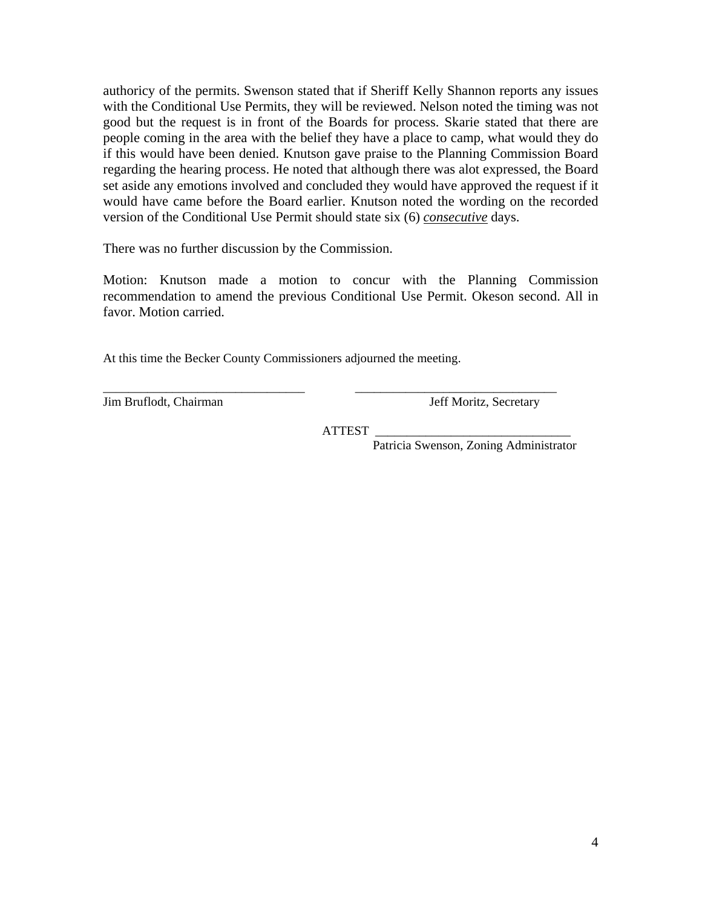authoricy of the permits. Swenson stated that if Sheriff Kelly Shannon reports any issues with the Conditional Use Permits, they will be reviewed. Nelson noted the timing was not good but the request is in front of the Boards for process. Skarie stated that there are people coming in the area with the belief they have a place to camp, what would they do if this would have been denied. Knutson gave praise to the Planning Commission Board regarding the hearing process. He noted that although there was alot expressed, the Board set aside any emotions involved and concluded they would have approved the request if it would have came before the Board earlier. Knutson noted the wording on the recorded version of the Conditional Use Permit should state six (6) ***consecutive*** days.

There was no further discussion by the Commission.

Motion: Knutson made a motion to concur with the Planning Commission recommendation to amend the previous Conditional Use Permit. Okeson second. All in favor. Motion carried.

At this time the Becker County Commissioners adjourned the meeting.

_______________________________ _______________________________
Jim Bruflodt, Chairman Jeff Moritz, Secretary

ATTEST _______________________________
Patricia Swenson, Zoning Administrator